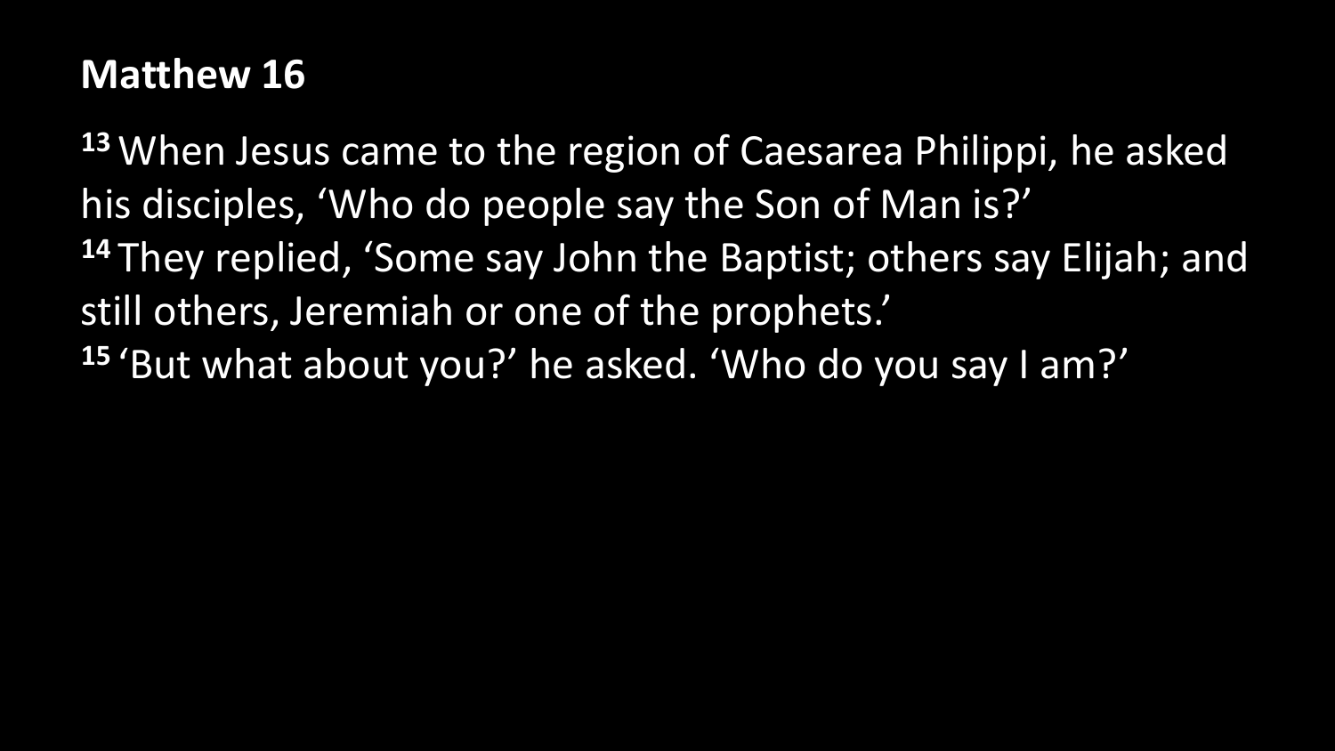**Matthew 16**

[13] When Jesus came to the region of Caesarea Philippi, he asked his disciples, 'Who do people say the Son of Man is?'
[14] They replied, 'Some say John the Baptist; others say Elijah; and still others, Jeremiah or one of the prophets.'
[15] 'But what about you?' he asked. 'Who do you say I am?'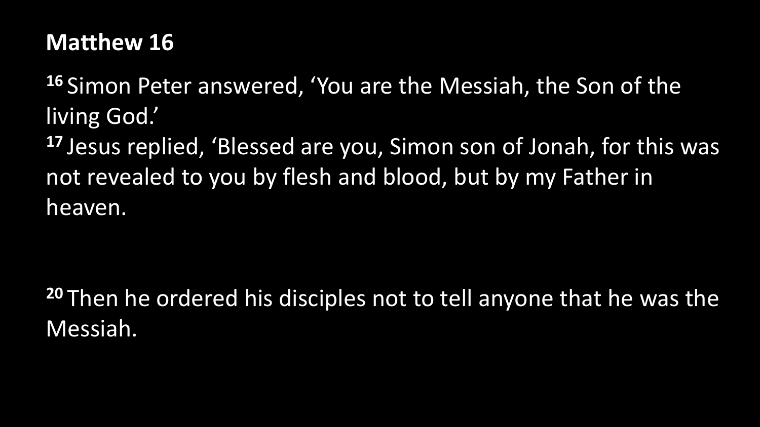# Matthew 16

[16] Simon Peter answered, ‘You are the Messiah, the Son of the living God.’
[17] Jesus replied, ‘Blessed are you, Simon son of Jonah, for this was not revealed to you by flesh and blood, but by my Father in heaven.

[20] Then he ordered his disciples not to tell anyone that he was the Messiah.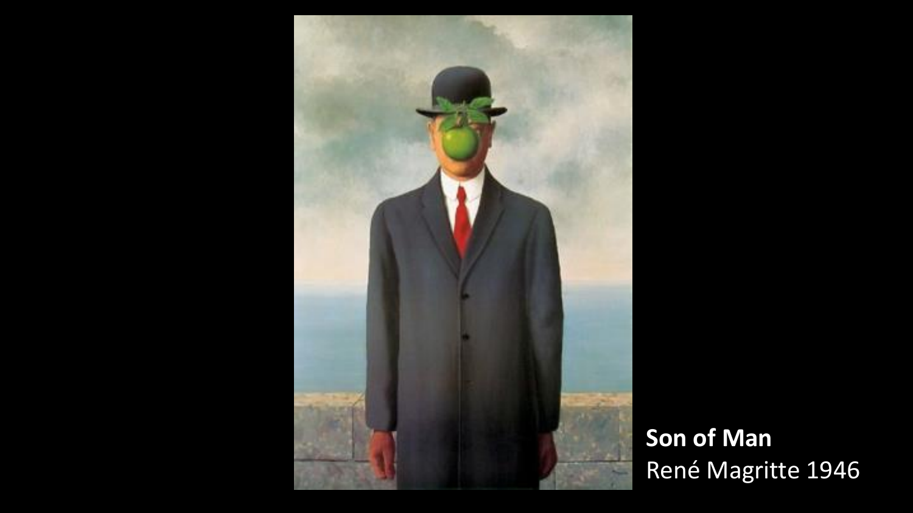**Son of Man**
René Magritte 1946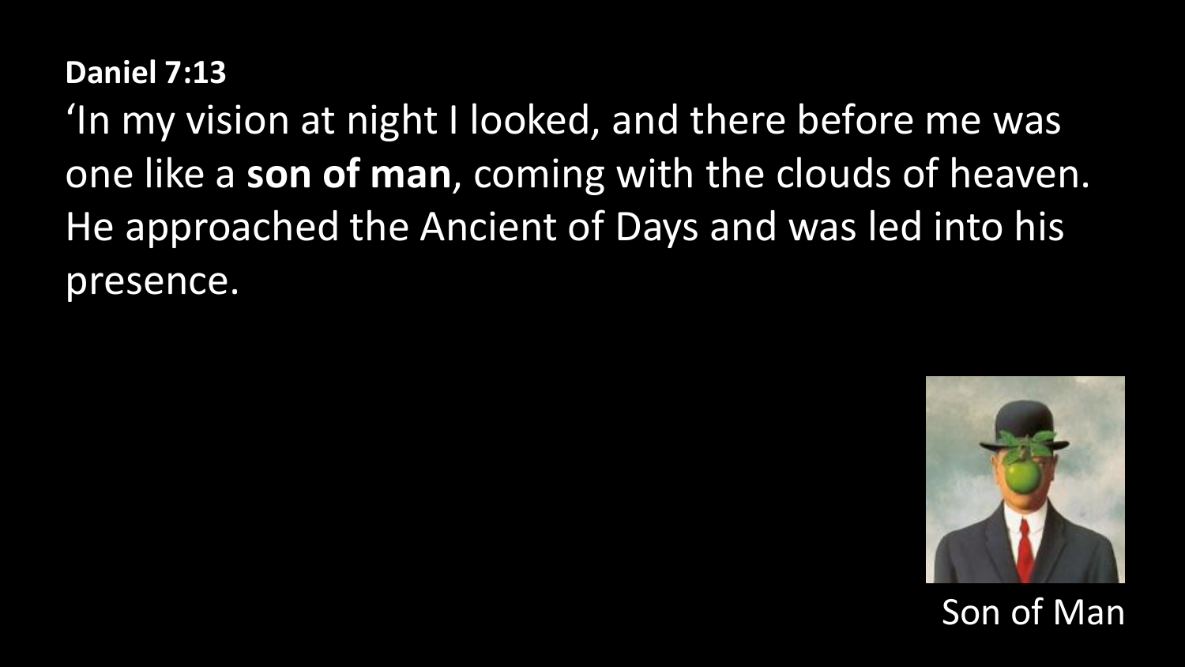**Daniel 7:13**

'In my vision at night I looked, and there before me was one like a **son of man**, coming with the clouds of heaven. He approached the Ancient of Days and was led into his presence.

Son of Man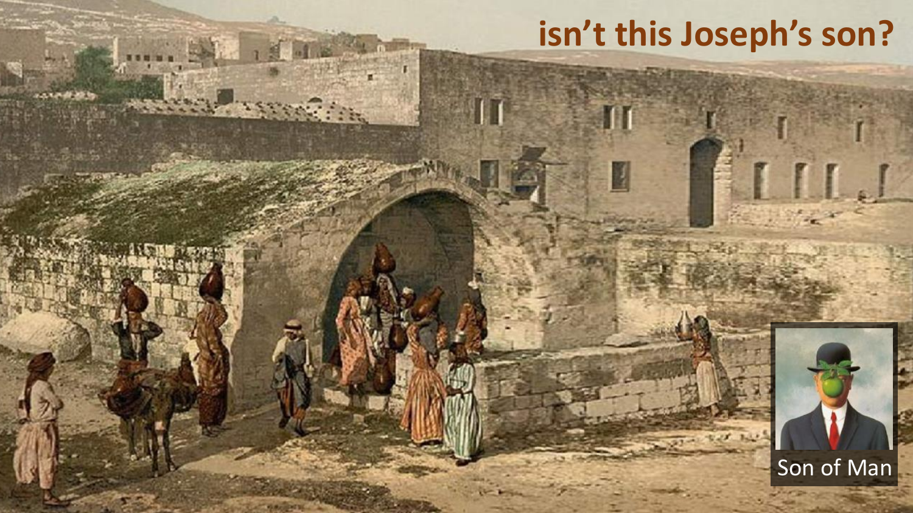# isn't this Joseph's son?

Son of Man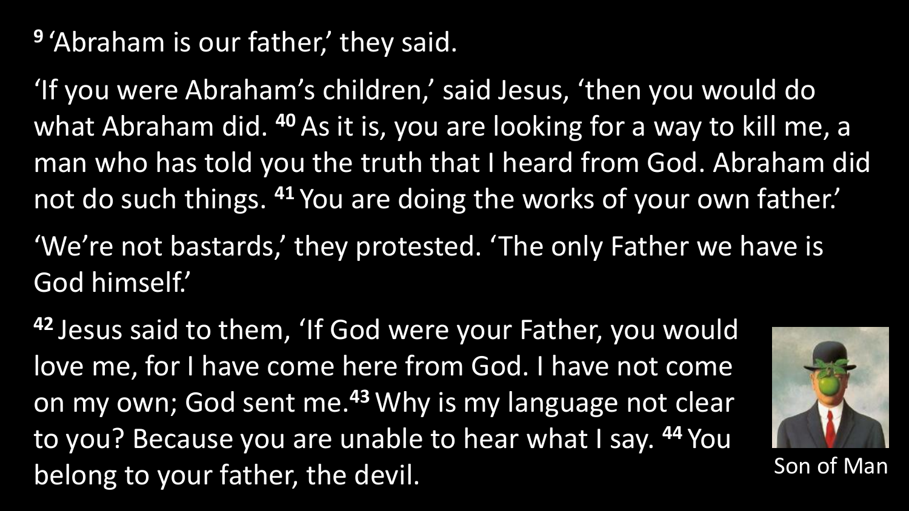**9** 'Abraham is our father,' they said.

'If you were Abraham's children,' said Jesus, 'then you would do what Abraham did. **40** As it is, you are looking for a way to kill me, a man who has told you the truth that I heard from God. Abraham did not do such things. **41** You are doing the works of your own father.'

'We're not bastards,' they protested. 'The only Father we have is God himself.'

**42** Jesus said to them, 'If God were your Father, you would love me, for I have come here from God. I have not come on my own; God sent me. **43** Why is my language not clear to you? Because you are unable to hear what I say. **44** You belong to your father, the devil.

Son of Man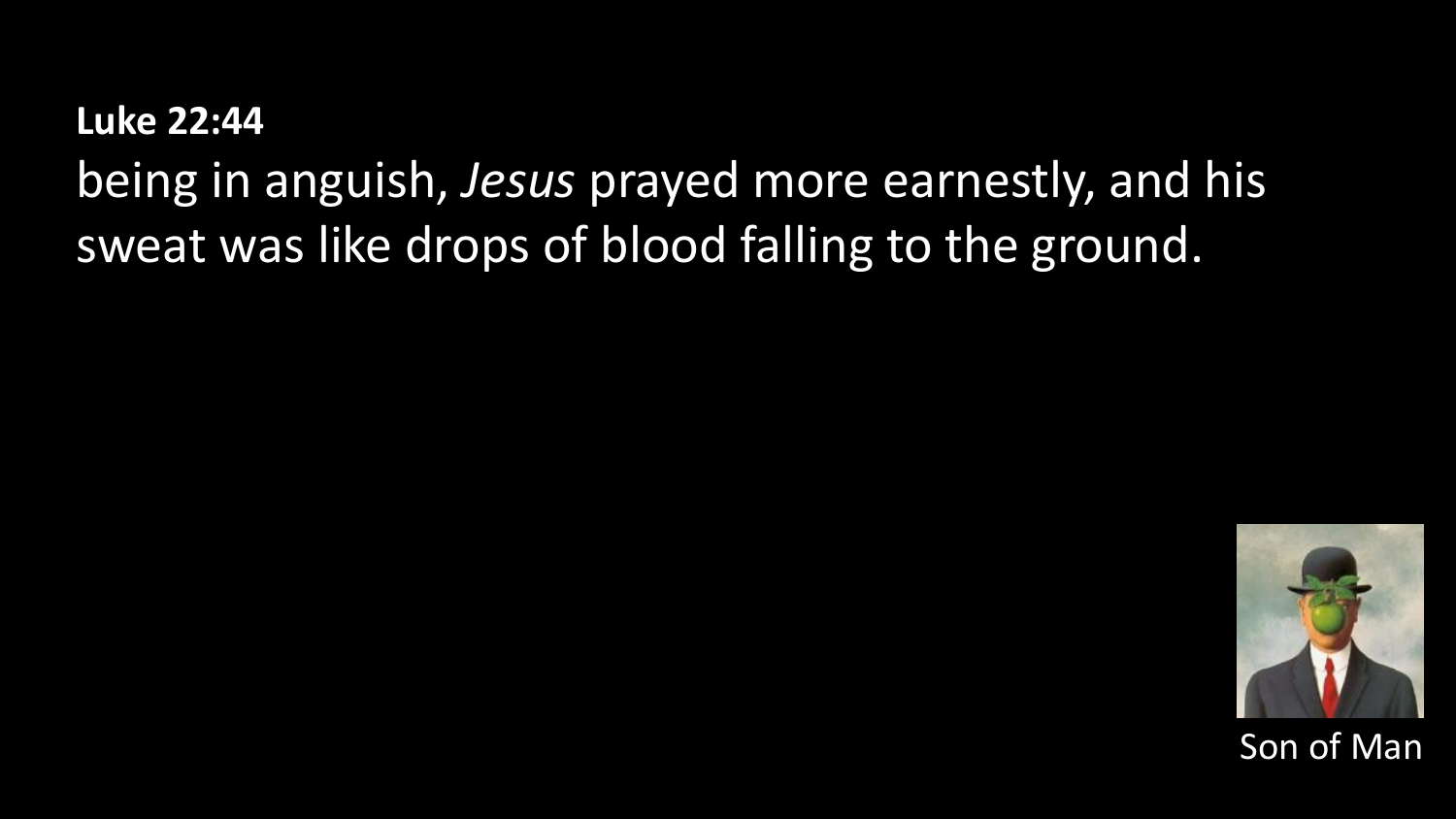**Luke 22:44**

being in anguish, *Jesus* prayed more earnestly, and his sweat was like drops of blood falling to the ground.

Son of Man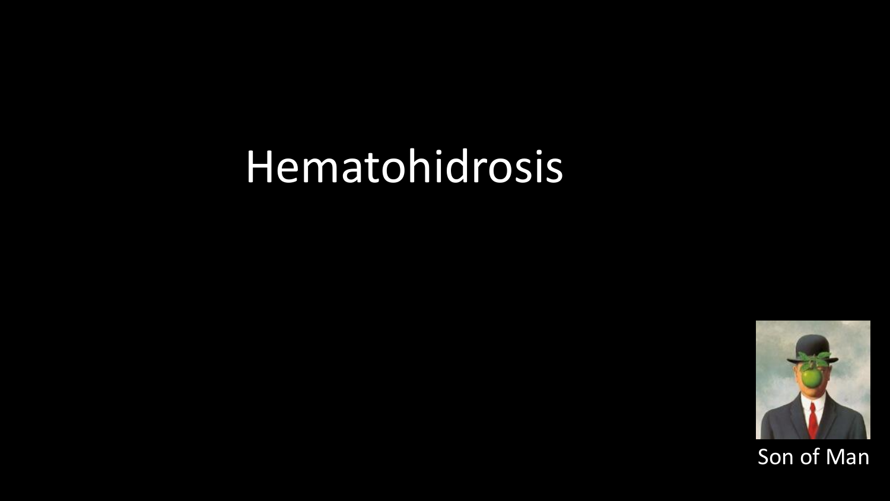# Hematohidrosis

Son of Man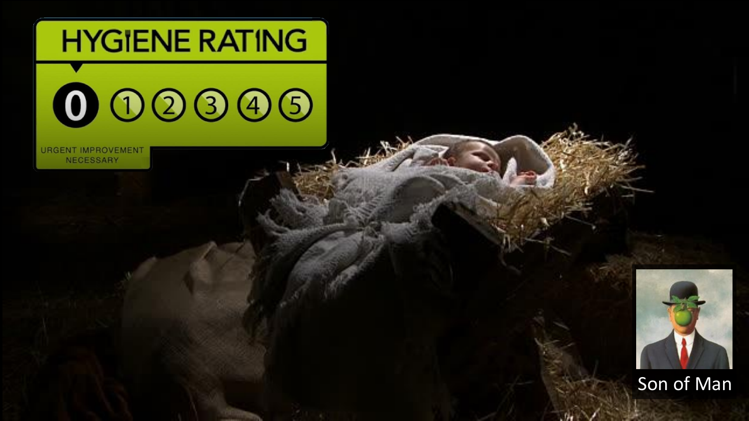HYGIENE RATING

0 1 2 3 4 5

URGENT IMPROVEMENT NECESSARY

Son of Man